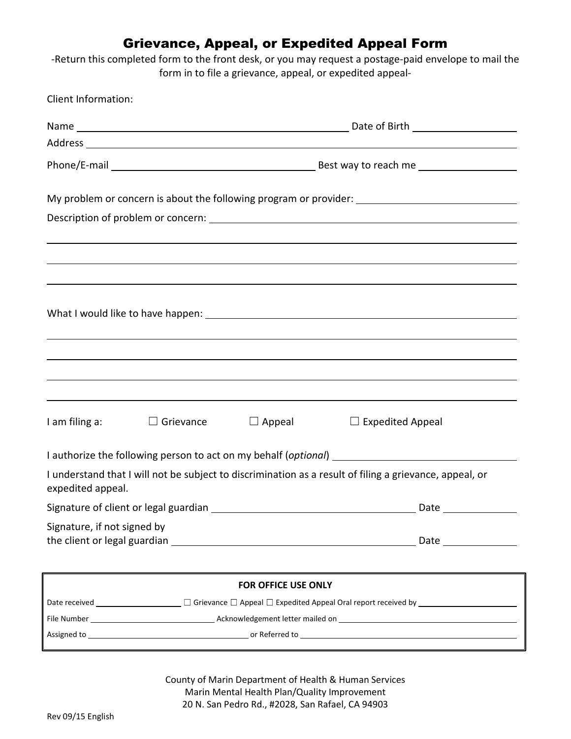# Grievance, Appeal, or Expedited Appeal Form

-Return this completed form to the front desk, or you may request a postage-paid envelope to mail the form in to file a grievance, appeal, or expedited appeal-

Client Information:

Name ______________________________ Date of Birth ______________

Address ____________________________________________________________

Phone/E-mail ______________________________ Best way to reach me ______________

My problem or concern is about the following program or provider: ______________________

Description of problem or concern: ________________________________________________

____________________________________________________________________

____________________________________________________________________

____________________________________________________________________

What I would like to have happen: ________________________________________________

____________________________________________________________________

____________________________________________________________________

____________________________________________________________________

____________________________________________________________________

I am filing a: ☐ Grievance ☐ Appeal ☐ Expedited Appeal

I authorize the following person to act on my behalf (*optional*) ______________________

I understand that I will not be subject to discrimination as a result of filing a grievance, appeal, or expedited appeal.

Signature of client or legal guardian ______________________________ Date __________

Signature, if not signed by the client or legal guardian ______________________________ Date __________

---

**FOR OFFICE USE ONLY**

Date received ______________ ☐ Grievance ☐ Appeal ☐ Expedited Appeal Oral report received by ______________

File Number ______________ Acknowledgement letter mailed on ______________

Assigned to ______________ or Referred to ______________

---

County of Marin Department of Health & Human Services
Marin Mental Health Plan/Quality Improvement
20 N. San Pedro Rd., #2028, San Rafael, CA 94903

Rev 09/15 English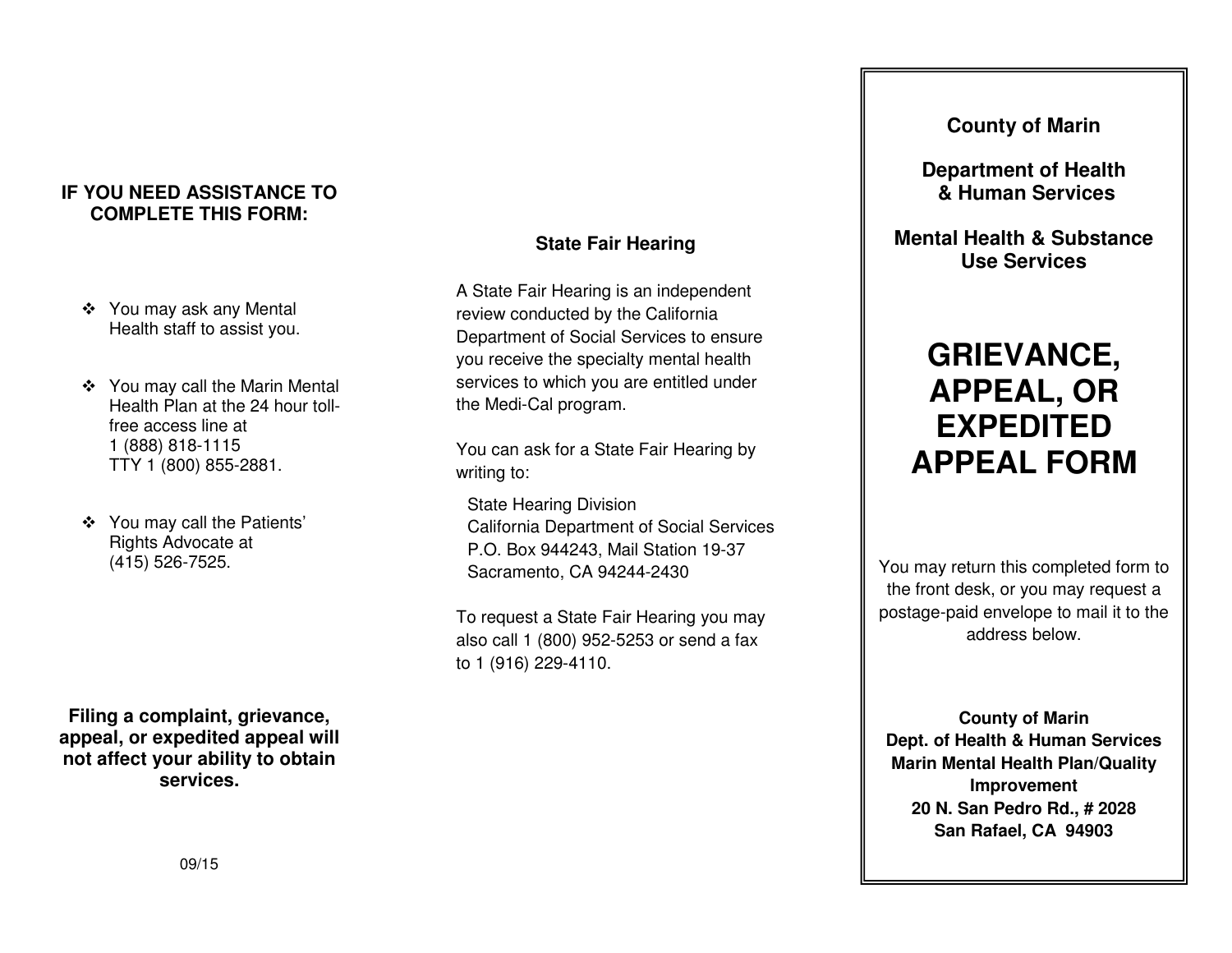**IF YOU NEED ASSISTANCE TO COMPLETE THIS FORM:**

- You may ask any Mental Health staff to assist you.
- You may call the Marin Mental Health Plan at the 24 hour toll-free access line at 1 (888) 818-1115 TTY 1 (800) 855-2881.
- You may call the Patients' Rights Advocate at (415) 526-7525.

**Filing a complaint, grievance, appeal, or expedited appeal will not affect your ability to obtain services.**

09/15

## State Fair Hearing

A State Fair Hearing is an independent review conducted by the California Department of Social Services to ensure you receive the specialty mental health services to which you are entitled under the Medi-Cal program.

You can ask for a State Fair Hearing by writing to:

State Hearing Division
California Department of Social Services
P.O. Box 944243, Mail Station 19-37
Sacramento, CA 94244-2430

To request a State Fair Hearing you may also call 1 (800) 952-5253 or send a fax to 1 (916) 229-4110.

**County of Marin**

**Department of Health & Human Services**

**Mental Health & Substance Use Services**

# GRIEVANCE, APPEAL, OR EXPEDITED APPEAL FORM

You may return this completed form to the front desk, or you may request a postage-paid envelope to mail it to the address below.

**County of Marin**
**Dept. of Health & Human Services**
**Marin Mental Health Plan/Quality Improvement**
**20 N. San Pedro Rd., # 2028**
**San Rafael, CA 94903**